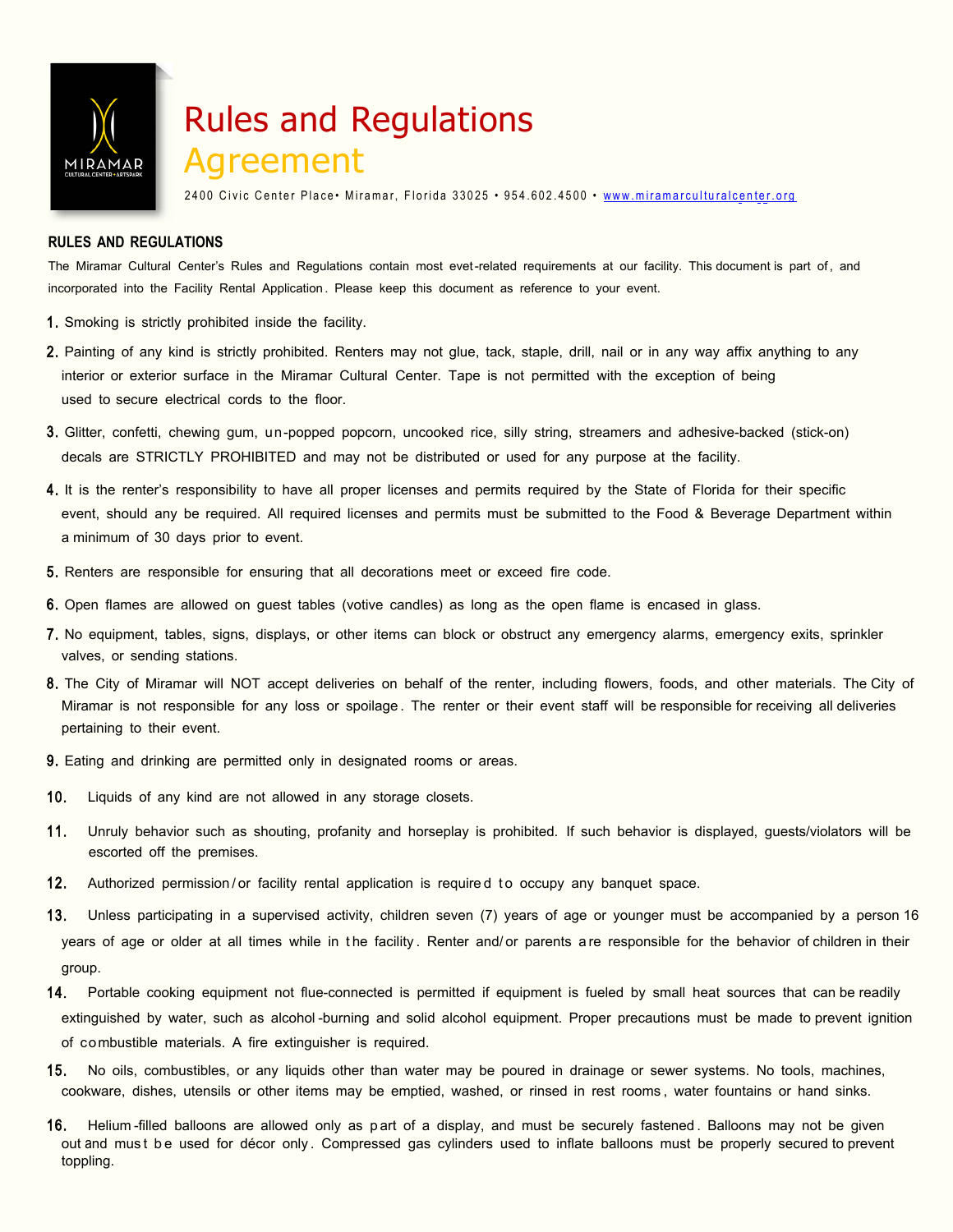# Rules and Regulations Agreement

2400 Civic Center Place• Miramar, Florida 33025 • 954.602.4500 • www.miramarculturalcenter.org

## RULES AND REGULATIONS

The Miramar Cultural Center's Rules and Regulations contain most evet-related requirements at our facility. This document is part of, and incorporated into the Facility Rental Application. Please keep this document as reference to your event.

1. Smoking is strictly prohibited inside the facility.
2. Painting of any kind is strictly prohibited. Renters may not glue, tack, staple, drill, nail or in any way affix anything to any interior or exterior surface in the Miramar Cultural Center. Tape is not permitted with the exception of being used to secure electrical cords to the floor.
3. Glitter, confetti, chewing gum, un-popped popcorn, uncooked rice, silly string, streamers and adhesive-backed (stick-on) decals are STRICTLY PROHIBITED and may not be distributed or used for any purpose at the facility.
4. It is the renter's responsibility to have all proper licenses and permits required by the State of Florida for their specific event, should any be required. All required licenses and permits must be submitted to the Food & Beverage Department within a minimum of 30 days prior to event.
5. Renters are responsible for ensuring that all decorations meet or exceed fire code.
6. Open flames are allowed on guest tables (votive candles) as long as the open flame is encased in glass.
7. No equipment, tables, signs, displays, or other items can block or obstruct any emergency alarms, emergency exits, sprinkler valves, or sending stations.
8. The City of Miramar will NOT accept deliveries on behalf of the renter, including flowers, foods, and other materials. The City of Miramar is not responsible for any loss or spoilage. The renter or their event staff will be responsible for receiving all deliveries pertaining to their event.
9. Eating and drinking are permitted only in designated rooms or areas.
10. Liquids of any kind are not allowed in any storage closets.
11. Unruly behavior such as shouting, profanity and horseplay is prohibited. If such behavior is displayed, guests/violators will be escorted off the premises.
12. Authorized permission/or facility rental application is required to occupy any banquet space.
13. Unless participating in a supervised activity, children seven (7) years of age or younger must be accompanied by a person 16 years of age or older at all times while in the facility. Renter and/or parents are responsible for the behavior of children in their group.
14. Portable cooking equipment not flue-connected is permitted if equipment is fueled by small heat sources that can be readily extinguished by water, such as alcohol-burning and solid alcohol equipment. Proper precautions must be made to prevent ignition of combustible materials. A fire extinguisher is required.
15. No oils, combustibles, or any liquids other than water may be poured in drainage or sewer systems. No tools, machines, cookware, dishes, utensils or other items may be emptied, washed, or rinsed in rest rooms, water fountains or hand sinks.
16. Helium-filled balloons are allowed only as part of a display, and must be securely fastened. Balloons may not be given out and must be used for décor only. Compressed gas cylinders used to inflate balloons must be properly secured to prevent toppling.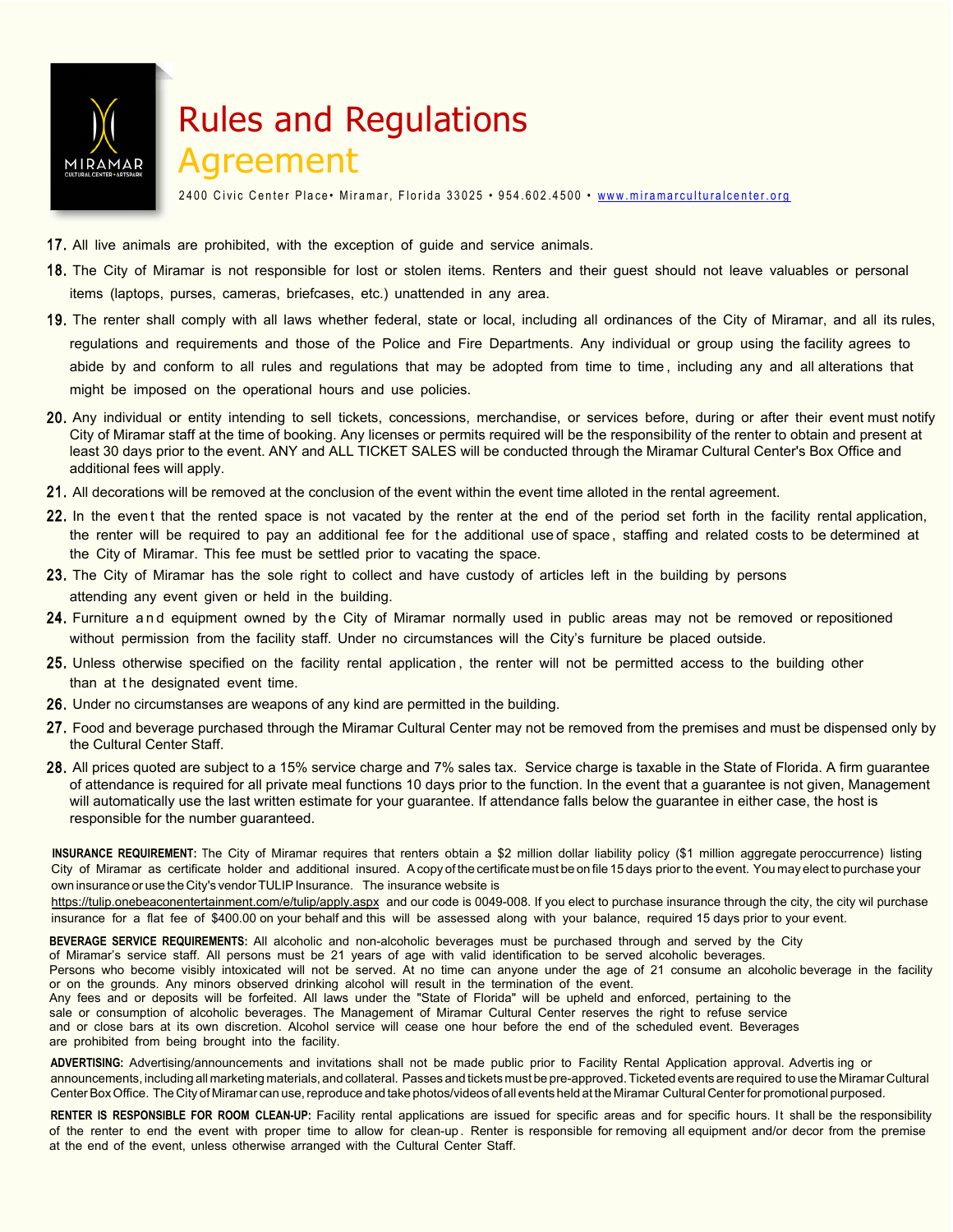# Rules and Regulations

## Agreement

2400 Civic Center Place• Miramar, Florida 33025 • 954.602.4500 • www.miramarculturalcenter.org

17. All live animals are prohibited, with the exception of guide and service animals.
18. The City of Miramar is not responsible for lost or stolen items. Renters and their guest should not leave valuables or personal items (laptops, purses, cameras, briefcases, etc.) unattended in any area.
19. The renter shall comply with all laws whether federal, state or local, including all ordinances of the City of Miramar, and all its rules, regulations and requirements and those of the Police and Fire Departments. Any individual or group using the facility agrees to abide by and conform to all rules and regulations that may be adopted from time to time, including any and all alterations that might be imposed on the operational hours and use policies.
20. Any individual or entity intending to sell tickets, concessions, merchandise, or services before, during or after their event must notify City of Miramar staff at the time of booking. Any licenses or permits required will be the responsibility of the renter to obtain and present at least 30 days prior to the event. ANY and ALL TICKET SALES will be conducted through the Miramar Cultural Center's Box Office and additional fees will apply.
21. All decorations will be removed at the conclusion of the event within the event time alloted in the rental agreement.
22. In the event that the rented space is not vacated by the renter at the end of the period set forth in the facility rental application, the renter will be required to pay an additional fee for the additional use of space, staffing and related costs to be determined at the City of Miramar. This fee must be settled prior to vacating the space.
23. The City of Miramar has the sole right to collect and have custody of articles left in the building by persons attending any event given or held in the building.
24. Furniture and equipment owned by the City of Miramar normally used in public areas may not be removed or repositioned without permission from the facility staff. Under no circumstances will the City's furniture be placed outside.
25. Unless otherwise specified on the facility rental application, the renter will not be permitted access to the building other than at the designated event time.
26. Under no circumstanses are weapons of any kind are permitted in the building.
27. Food and beverage purchased through the Miramar Cultural Center may not be removed from the premises and must be dispensed only by the Cultural Center Staff.
28. All prices quoted are subject to a 15% service charge and 7% sales tax. Service charge is taxable in the State of Florida. A firm guarantee of attendance is required for all private meal functions 10 days prior to the function. In the event that a guarantee is not given, Management will automatically use the last written estimate for your guarantee. If attendance falls below the guarantee in either case, the host is responsible for the number guaranteed.

**INSURANCE REQUIREMENT:** The City of Miramar requires that renters obtain a $2 million dollar liability policy ($1 million aggregate peroccurrence) listing City of Miramar as certificate holder and additional insured. A copy of the certificate must be on file 15 days prior to the event. You may elect to purchase your own insurance or use the City's vendor TULIP Insurance. The insurance website is https://tulip.onebeaconentertainment.com/e/tulip/apply.aspx and our code is 0049-008. If you elect to purchase insurance through the city, the city wil purchase insurance for a flat fee of $400.00 on your behalf and this will be assessed along with your balance, required 15 days prior to your event.

**BEVERAGE SERVICE REQUIREMENTS:** All alcoholic and non-alcoholic beverages must be purchased through and served by the City of Miramar's service staff. All persons must be 21 years of age with valid identification to be served alcoholic beverages. Persons who become visibly intoxicated will not be served. At no time can anyone under the age of 21 consume an alcoholic beverage in the facility or on the grounds. Any minors observed drinking alcohol will result in the termination of the event. Any fees and or deposits will be forfeited. All laws under the "State of Florida" will be upheld and enforced, pertaining to the sale or consumption of alcoholic beverages. The Management of Miramar Cultural Center reserves the right to refuse service and or close bars at its own discretion. Alcohol service will cease one hour before the end of the scheduled event. Beverages are prohibited from being brought into the facility.

**ADVERTISING:** Advertising/announcements and invitations shall not be made public prior to Facility Rental Application approval. Advertis ing or announcements, including all marketing materials, and collateral. Passes and tickets must be pre-approved. Ticketed events are required to use the Miramar Cultural Center Box Office. The City of Miramar can use, reproduce and take photos/videos of all events held at the Miramar Cultural Center for promotional purposed.

**RENTER IS RESPONSIBLE FOR ROOM CLEAN-UP:** Facility rental applications are issued for specific areas and for specific hours. It shall be the responsibility of the renter to end the event with proper time to allow for clean-up. Renter is responsible for removing all equipment and/or decor from the premise at the end of the event, unless otherwise arranged with the Cultural Center Staff.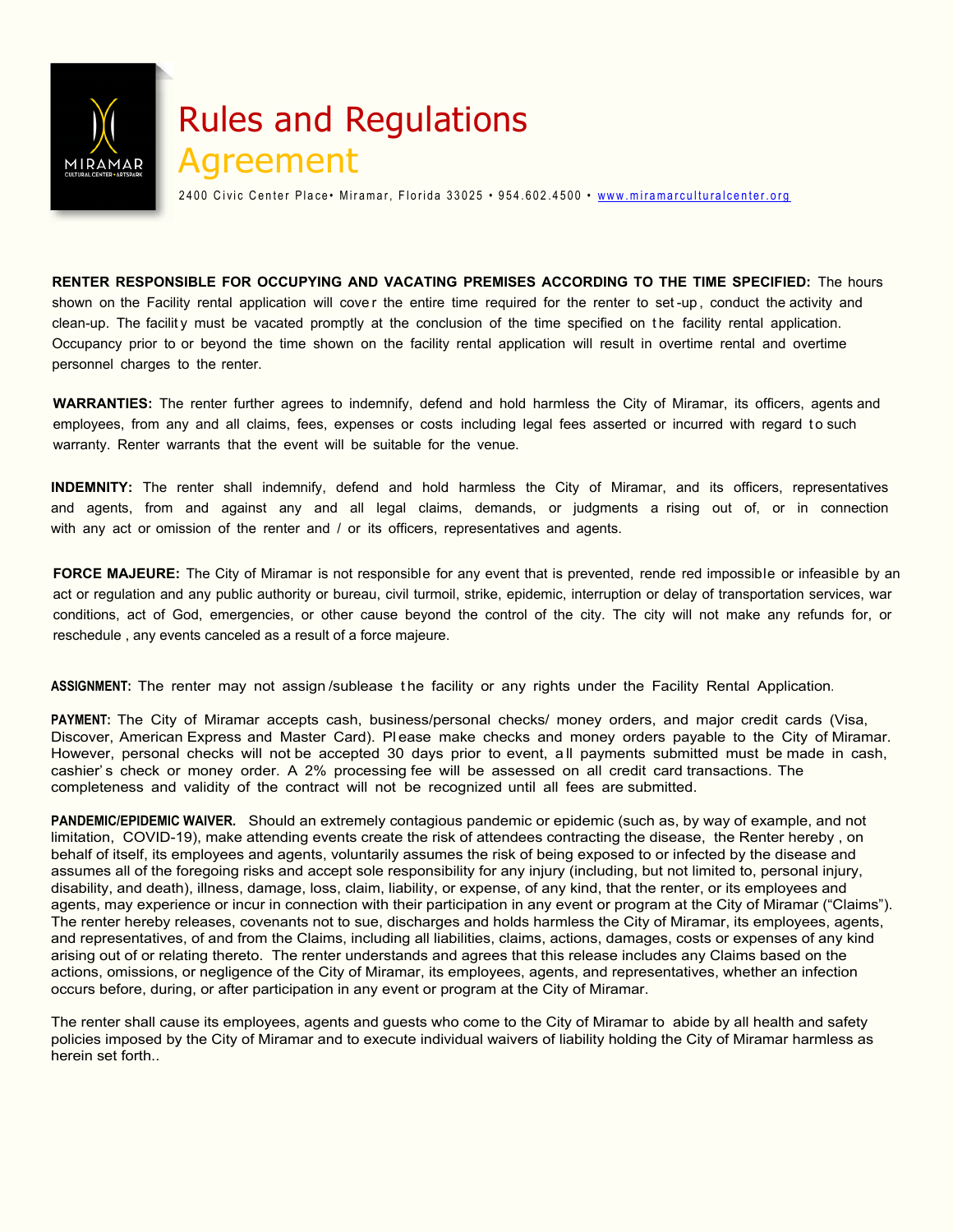# Rules and Regulations Agreement

2400 Civic Center Place• Miramar, Florida 33025 • 954.602.4500 • www.miramarculturalcenter.org

**RENTER RESPONSIBLE FOR OCCUPYING AND VACATING PREMISES ACCORDING TO THE TIME SPECIFIED:** The hours shown on the Facility rental application will cover the entire time required for the renter to set-up, conduct the activity and clean-up. The facility must be vacated promptly at the conclusion of the time specified on the facility rental application. Occupancy prior to or beyond the time shown on the facility rental application will result in overtime rental and overtime personnel charges to the renter.

**WARRANTIES:** The renter further agrees to indemnify, defend and hold harmless the City of Miramar, its officers, agents and employees, from any and all claims, fees, expenses or costs including legal fees asserted or incurred with regard to such warranty. Renter warrants that the event will be suitable for the venue.

**INDEMNITY:** The renter shall indemnify, defend and hold harmless the City of Miramar, and its officers, representatives and agents, from and against any and all legal claims, demands, or judgments arising out of, or in connection with any act or omission of the renter and / or its officers, representatives and agents.

**FORCE MAJEURE:** The City of Miramar is not responsible for any event that is prevented, rendered impossible or infeasible by an act or regulation and any public authority or bureau, civil turmoil, strike, epidemic, interruption or delay of transportation services, war conditions, act of God, emergencies, or other cause beyond the control of the city. The city will not make any refunds for, or reschedule , any events canceled as a result of a force majeure.

**ASSIGNMENT:** The renter may not assign/sublease the facility or any rights under the Facility Rental Application.

**PAYMENT:** The City of Miramar accepts cash, business/personal checks/ money orders, and major credit cards (Visa, Discover, American Express and Master Card). Please make checks and money orders payable to the City of Miramar. However, personal checks will not be accepted 30 days prior to event, all payments submitted must be made in cash, cashier's check or money order. A 2% processing fee will be assessed on all credit card transactions. The completeness and validity of the contract will not be recognized until all fees are submitted.

**PANDEMIC/EPIDEMIC WAIVER.** Should an extremely contagious pandemic or epidemic (such as, by way of example, and not limitation, COVID-19), make attending events create the risk of attendees contracting the disease, the Renter hereby , on behalf of itself, its employees and agents, voluntarily assumes the risk of being exposed to or infected by the disease and assumes all of the foregoing risks and accept sole responsibility for any injury (including, but not limited to, personal injury, disability, and death), illness, damage, loss, claim, liability, or expense, of any kind, that the renter, or its employees and agents, may experience or incur in connection with their participation in any event or program at the City of Miramar ("Claims"). The renter hereby releases, covenants not to sue, discharges and holds harmless the City of Miramar, its employees, agents, and representatives, of and from the Claims, including all liabilities, claims, actions, damages, costs or expenses of any kind arising out of or relating thereto. The renter understands and agrees that this release includes any Claims based on the actions, omissions, or negligence of the City of Miramar, its employees, agents, and representatives, whether an infection occurs before, during, or after participation in any event or program at the City of Miramar.

The renter shall cause its employees, agents and guests who come to the City of Miramar to abide by all health and safety policies imposed by the City of Miramar and to execute individual waivers of liability holding the City of Miramar harmless as herein set forth..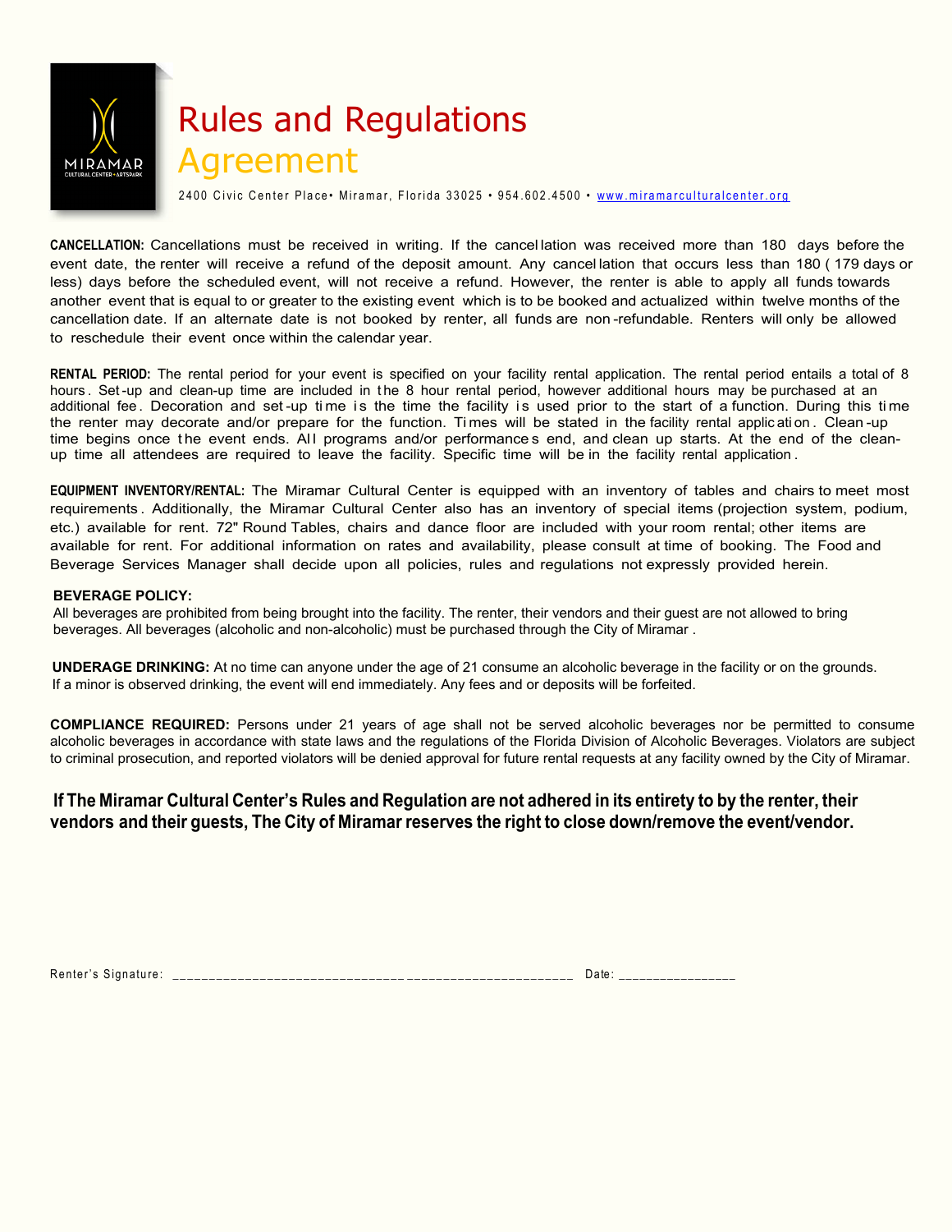MIRAMAR CULTURAL CENTER • ARTSPARK

# Rules and Regulations Agreement

2400 Civic Center Place• Miramar, Florida 33025 • 954.602.4500 • www.miramarculturalcenter.org

**CANCELLATION:** Cancellations must be received in writing. If the cancellation was received more than 180 days before the event date, the renter will receive a refund of the deposit amount. Any cancellation that occurs less than 180 ( 179 days or less) days before the scheduled event, will not receive a refund. However, the renter is able to apply all funds towards another event that is equal to or greater to the existing event which is to be booked and actualized within twelve months of the cancellation date. If an alternate date is not booked by renter, all funds are non-refundable. Renters will only be allowed to reschedule their event once within the calendar year.

**RENTAL PERIOD:** The rental period for your event is specified on your facility rental application. The rental period entails a total of 8 hours. Set-up and clean-up time are included in the 8 hour rental period, however additional hours may be purchased at an additional fee. Decoration and set-up time is the time the facility is used prior to the start of a function. During this time the renter may decorate and/or prepare for the function. Times will be stated in the facility rental application. Clean-up time begins once the event ends. All programs and/or performances end, and clean up starts. At the end of the clean-up time all attendees are required to leave the facility. Specific time will be in the facility rental application.

**EQUIPMENT INVENTORY/RENTAL:** The Miramar Cultural Center is equipped with an inventory of tables and chairs to meet most requirements. Additionally, the Miramar Cultural Center also has an inventory of special items (projection system, podium, etc.) available for rent. 72" Round Tables, chairs and dance floor are included with your room rental; other items are available for rent. For additional information on rates and availability, please consult at time of booking. The Food and Beverage Services Manager shall decide upon all policies, rules and regulations not expressly provided herein.

**BEVERAGE POLICY:**
All beverages are prohibited from being brought into the facility. The renter, their vendors and their guest are not allowed to bring beverages. All beverages (alcoholic and non-alcoholic) must be purchased through the City of Miramar .

**UNDERAGE DRINKING:** At no time can anyone under the age of 21 consume an alcoholic beverage in the facility or on the grounds. If a minor is observed drinking, the event will end immediately. Any fees and or deposits will be forfeited.

**COMPLIANCE REQUIRED:** Persons under 21 years of age shall not be served alcoholic beverages nor be permitted to consume alcoholic beverages in accordance with state laws and the regulations of the Florida Division of Alcoholic Beverages. Violators are subject to criminal prosecution, and reported violators will be denied approval for future rental requests at any facility owned by the City of Miramar.

**If The Miramar Cultural Center's Rules and Regulation are not adhered in its entirety to by the renter, their vendors and their guests, The City of Miramar reserves the right to close down/remove the event/vendor.**

Renter's Signature: ______________________________________________________ Date: _______________